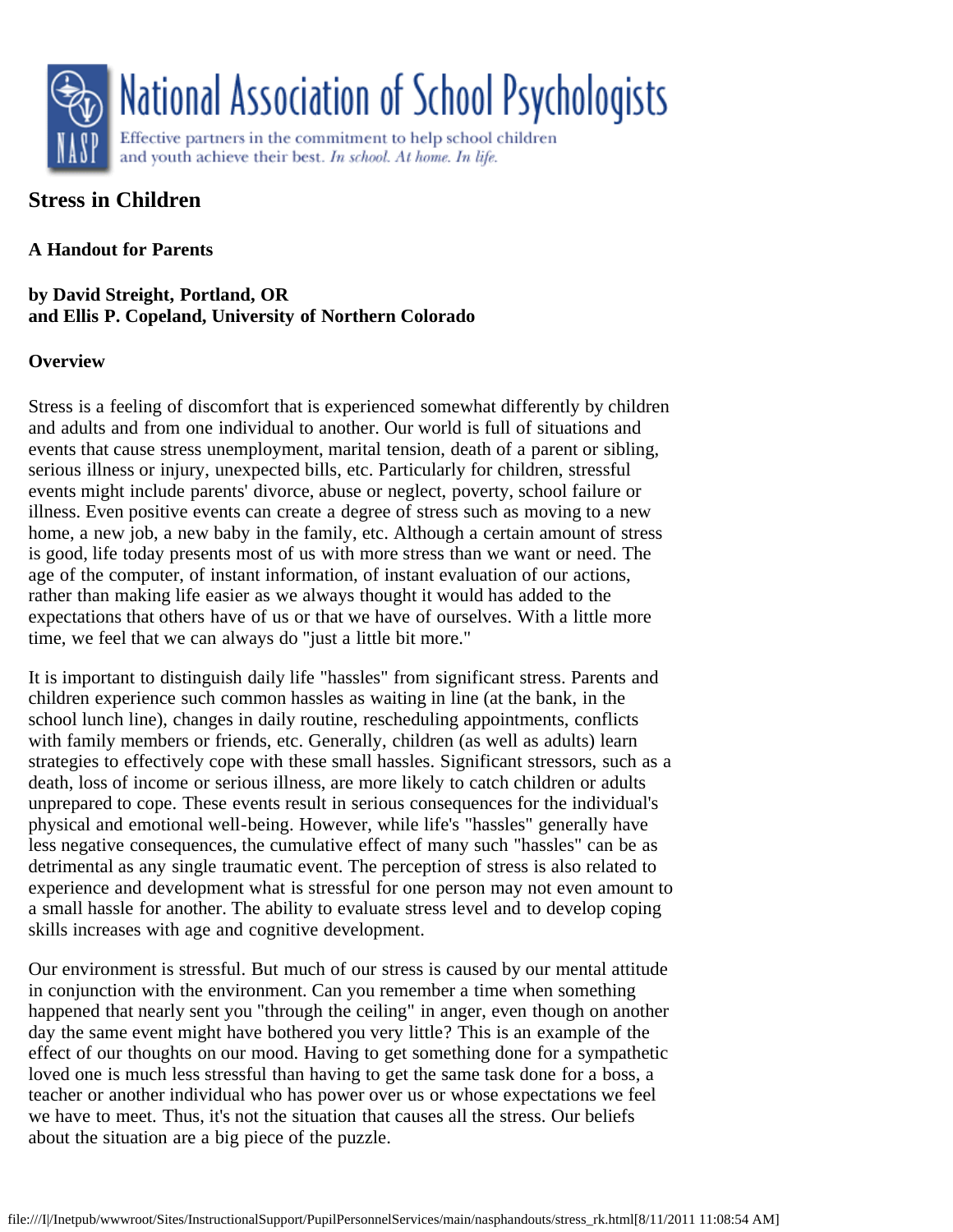# National Association of School Psychologists

Effective partners in the commitment to help school children and youth achieve their best. *In school. At home. In life.*

## Stress in Children

### A Handout for Parents

**by David Streight, Portland, OR**
**and Ellis P. Copeland, University of Northern Colorado**

### Overview

Stress is a feeling of discomfort that is experienced somewhat differently by children and adults and from one individual to another. Our world is full of situations and events that cause stress unemployment, marital tension, death of a parent or sibling, serious illness or injury, unexpected bills, etc. Particularly for children, stressful events might include parents' divorce, abuse or neglect, poverty, school failure or illness. Even positive events can create a degree of stress such as moving to a new home, a new job, a new baby in the family, etc. Although a certain amount of stress is good, life today presents most of us with more stress than we want or need. The age of the computer, of instant information, of instant evaluation of our actions, rather than making life easier as we always thought it would has added to the expectations that others have of us or that we have of ourselves. With a little more time, we feel that we can always do "just a little bit more."

It is important to distinguish daily life "hassles" from significant stress. Parents and children experience such common hassles as waiting in line (at the bank, in the school lunch line), changes in daily routine, rescheduling appointments, conflicts with family members or friends, etc. Generally, children (as well as adults) learn strategies to effectively cope with these small hassles. Significant stressors, such as a death, loss of income or serious illness, are more likely to catch children or adults unprepared to cope. These events result in serious consequences for the individual's physical and emotional well-being. However, while life's "hassles" generally have less negative consequences, the cumulative effect of many such "hassles" can be as detrimental as any single traumatic event. The perception of stress is also related to experience and development what is stressful for one person may not even amount to a small hassle for another. The ability to evaluate stress level and to develop coping skills increases with age and cognitive development.

Our environment is stressful. But much of our stress is caused by our mental attitude in conjunction with the environment. Can you remember a time when something happened that nearly sent you "through the ceiling" in anger, even though on another day the same event might have bothered you very little? This is an example of the effect of our thoughts on our mood. Having to get something done for a sympathetic loved one is much less stressful than having to get the same task done for a boss, a teacher or another individual who has power over us or whose expectations we feel we have to meet. Thus, it's not the situation that causes all the stress. Our beliefs about the situation are a big piece of the puzzle.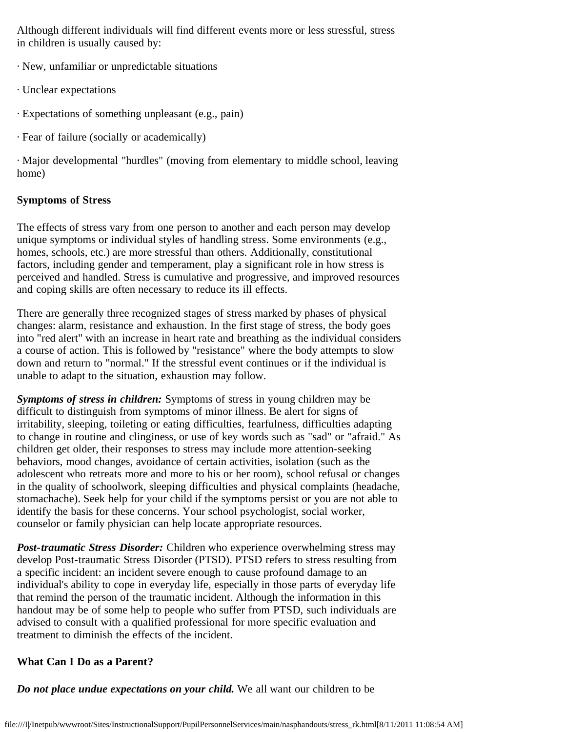Although different individuals will find different events more or less stressful, stress in children is usually caused by:

· New, unfamiliar or unpredictable situations

· Unclear expectations

· Expectations of something unpleasant (e.g., pain)

· Fear of failure (socially or academically)

· Major developmental "hurdles" (moving from elementary to middle school, leaving home)

**Symptoms of Stress**

The effects of stress vary from one person to another and each person may develop unique symptoms or individual styles of handling stress. Some environments (e.g., homes, schools, etc.) are more stressful than others. Additionally, constitutional factors, including gender and temperament, play a significant role in how stress is perceived and handled. Stress is cumulative and progressive, and improved resources and coping skills are often necessary to reduce its ill effects.

There are generally three recognized stages of stress marked by phases of physical changes: alarm, resistance and exhaustion. In the first stage of stress, the body goes into "red alert" with an increase in heart rate and breathing as the individual considers a course of action. This is followed by "resistance" where the body attempts to slow down and return to "normal." If the stressful event continues or if the individual is unable to adapt to the situation, exhaustion may follow.

***Symptoms of stress in children:*** Symptoms of stress in young children may be difficult to distinguish from symptoms of minor illness. Be alert for signs of irritability, sleeping, toileting or eating difficulties, fearfulness, difficulties adapting to change in routine and clinginess, or use of key words such as "sad" or "afraid." As children get older, their responses to stress may include more attention-seeking behaviors, mood changes, avoidance of certain activities, isolation (such as the adolescent who retreats more and more to his or her room), school refusal or changes in the quality of schoolwork, sleeping difficulties and physical complaints (headache, stomachache). Seek help for your child if the symptoms persist or you are not able to identify the basis for these concerns. Your school psychologist, social worker, counselor or family physician can help locate appropriate resources.

***Post-traumatic Stress Disorder:*** Children who experience overwhelming stress may develop Post-traumatic Stress Disorder (PTSD). PTSD refers to stress resulting from a specific incident: an incident severe enough to cause profound damage to an individual's ability to cope in everyday life, especially in those parts of everyday life that remind the person of the traumatic incident. Although the information in this handout may be of some help to people who suffer from PTSD, such individuals are advised to consult with a qualified professional for more specific evaluation and treatment to diminish the effects of the incident.

**What Can I Do as a Parent?**

***Do not place undue expectations on your child.*** We all want our children to be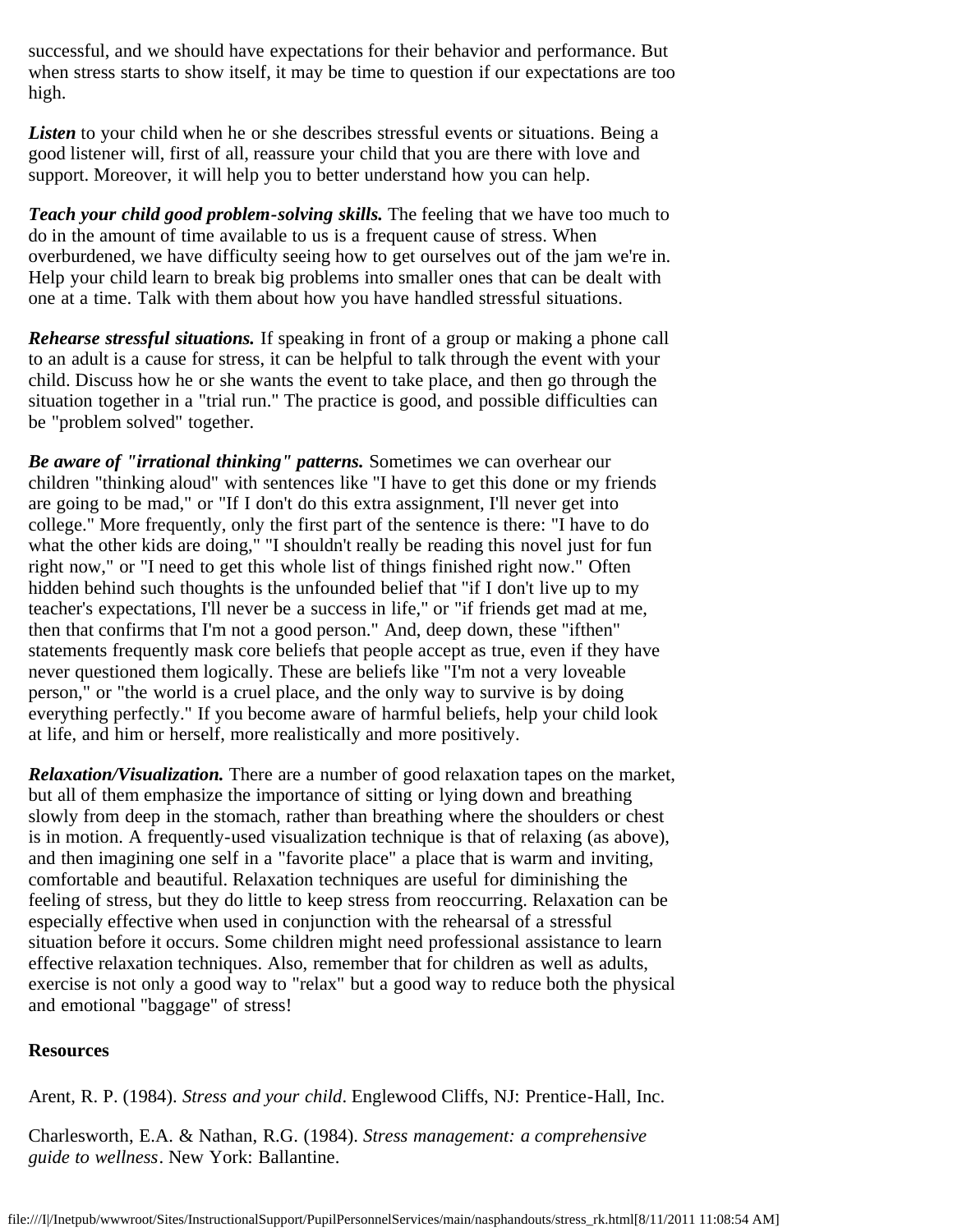successful, and we should have expectations for their behavior and performance. But when stress starts to show itself, it may be time to question if our expectations are too high.

***Listen*** to your child when he or she describes stressful events or situations. Being a good listener will, first of all, reassure your child that you are there with love and support. Moreover, it will help you to better understand how you can help.

***Teach your child good problem-solving skills.*** The feeling that we have too much to do in the amount of time available to us is a frequent cause of stress. When overburdened, we have difficulty seeing how to get ourselves out of the jam we're in. Help your child learn to break big problems into smaller ones that can be dealt with one at a time. Talk with them about how you have handled stressful situations.

***Rehearse stressful situations.*** If speaking in front of a group or making a phone call to an adult is a cause for stress, it can be helpful to talk through the event with your child. Discuss how he or she wants the event to take place, and then go through the situation together in a "trial run." The practice is good, and possible difficulties can be "problem solved" together.

***Be aware of "irrational thinking" patterns.*** Sometimes we can overhear our children "thinking aloud" with sentences like "I have to get this done or my friends are going to be mad," or "If I don't do this extra assignment, I'll never get into college." More frequently, only the first part of the sentence is there: "I have to do what the other kids are doing," "I shouldn't really be reading this novel just for fun right now," or "I need to get this whole list of things finished right now." Often hidden behind such thoughts is the unfounded belief that "if I don't live up to my teacher's expectations, I'll never be a success in life," or "if friends get mad at me, then that confirms that I'm not a good person." And, deep down, these "ifthen" statements frequently mask core beliefs that people accept as true, even if they have never questioned them logically. These are beliefs like "I'm not a very loveable person," or "the world is a cruel place, and the only way to survive is by doing everything perfectly." If you become aware of harmful beliefs, help your child look at life, and him or herself, more realistically and more positively.

***Relaxation/Visualization.*** There are a number of good relaxation tapes on the market, but all of them emphasize the importance of sitting or lying down and breathing slowly from deep in the stomach, rather than breathing where the shoulders or chest is in motion. A frequently-used visualization technique is that of relaxing (as above), and then imagining one self in a "favorite place" a place that is warm and inviting, comfortable and beautiful. Relaxation techniques are useful for diminishing the feeling of stress, but they do little to keep stress from reoccurring. Relaxation can be especially effective when used in conjunction with the rehearsal of a stressful situation before it occurs. Some children might need professional assistance to learn effective relaxation techniques. Also, remember that for children as well as adults, exercise is not only a good way to "relax" but a good way to reduce both the physical and emotional "baggage" of stress!

**Resources**

Arent, R. P. (1984). *Stress and your child*. Englewood Cliffs, NJ: Prentice-Hall, Inc.

Charlesworth, E.A. & Nathan, R.G. (1984). *Stress management: a comprehensive guide to wellness*. New York: Ballantine.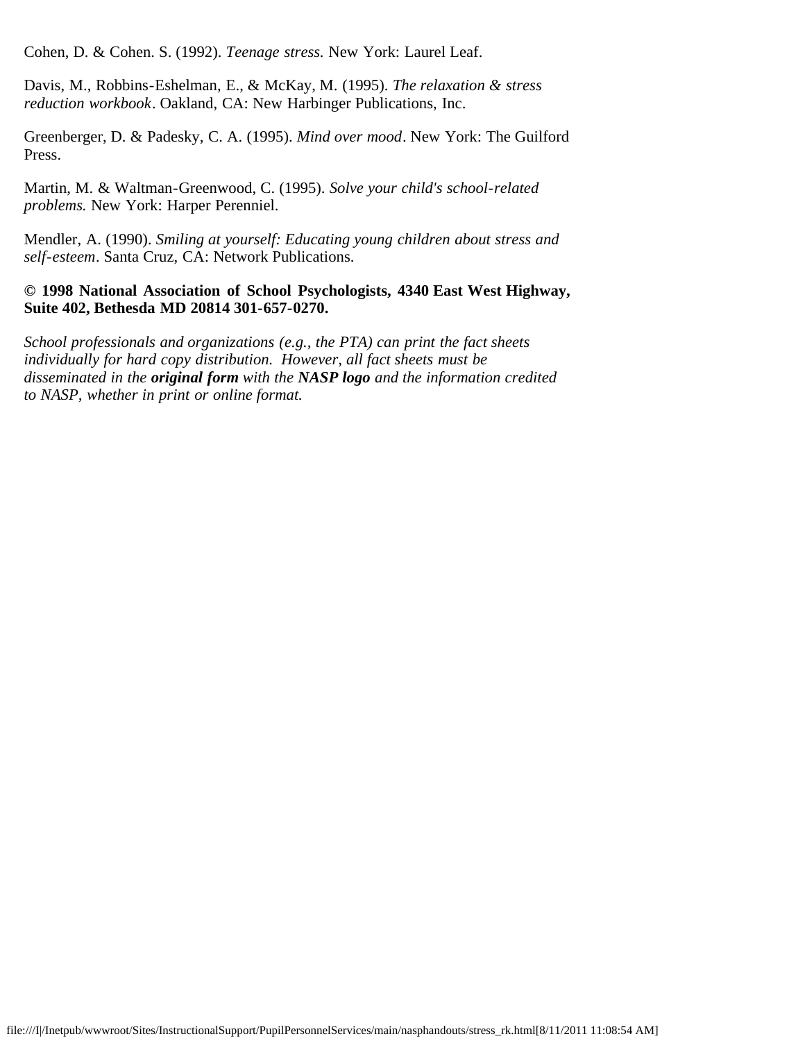Cohen, D. & Cohen. S. (1992). *Teenage stress.* New York: Laurel Leaf.

Davis, M., Robbins-Eshelman, E., & McKay, M. (1995). *The relaxation & stress reduction workbook*. Oakland, CA: New Harbinger Publications, Inc.

Greenberger, D. & Padesky, C. A. (1995). *Mind over mood*. New York: The Guilford Press.

Martin, M. & Waltman-Greenwood, C. (1995). *Solve your child's school-related problems.* New York: Harper Perenniel.

Mendler, A. (1990). *Smiling at yourself: Educating young children about stress and self-esteem*. Santa Cruz, CA: Network Publications.

**© 1998 National Association of School Psychologists, 4340 East West Highway, Suite 402, Bethesda MD 20814 301-657-0270.**

*School professionals and organizations (e.g., the PTA) can print the fact sheets individually for hard copy distribution. However, all fact sheets must be disseminated in the* ***original form*** *with the* ***NASP logo*** *and the information credited to NASP, whether in print or online format.*